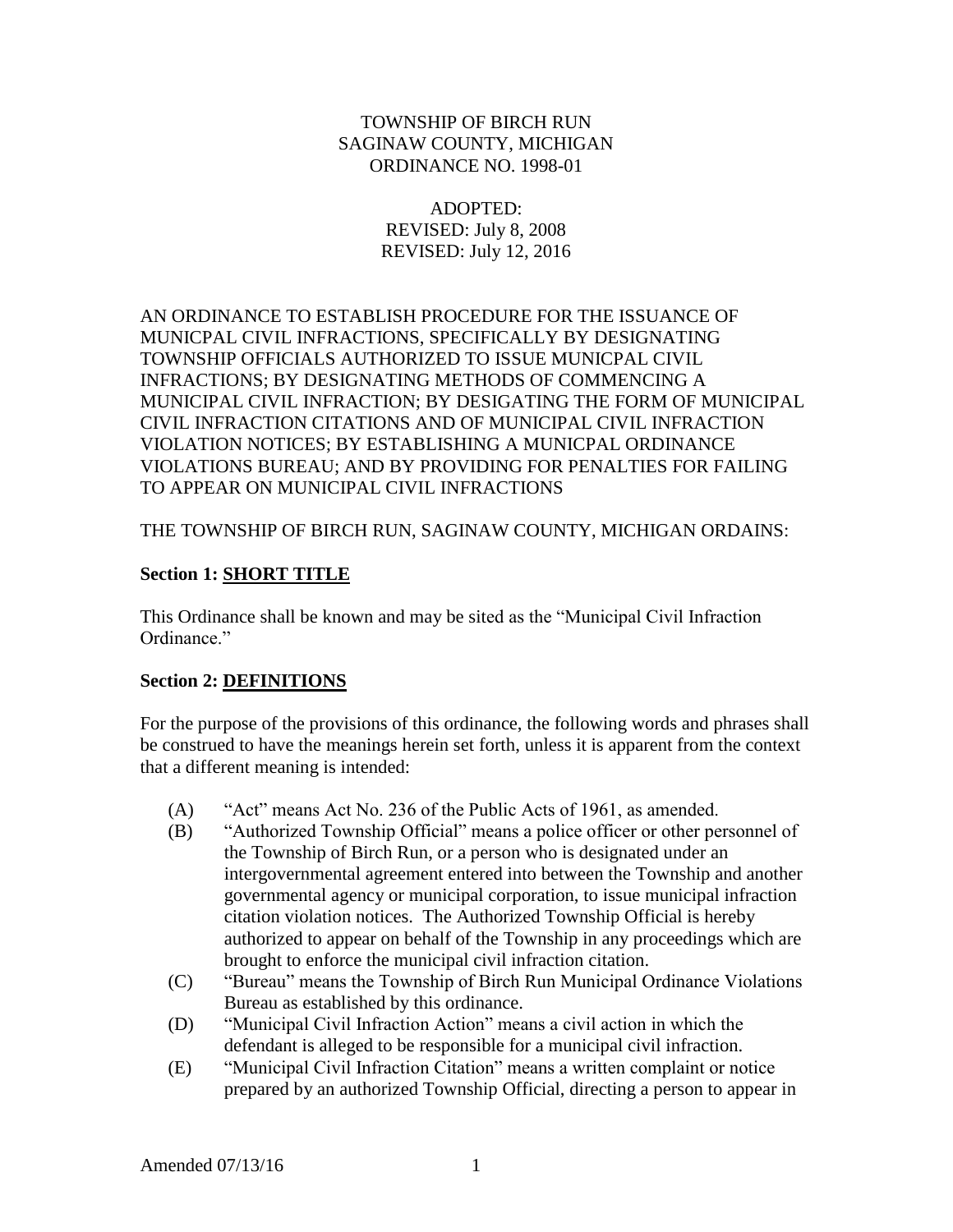TOWNSHIP OF BIRCH RUN
SAGINAW COUNTY, MICHIGAN
ORDINANCE NO. 1998-01

ADOPTED:
REVISED: July 8, 2008
REVISED: July 12, 2016

AN ORDINANCE TO ESTABLISH PROCEDURE FOR THE ISSUANCE OF MUNICPAL CIVIL INFRACTIONS, SPECIFICALLY BY DESIGNATING TOWNSHIP OFFICIALS AUTHORIZED TO ISSUE MUNICPAL CIVIL INFRACTIONS; BY DESIGNATING METHODS OF COMMENCING A MUNICIPAL CIVIL INFRACTION; BY DESIGATING THE FORM OF MUNICIPAL CIVIL INFRACTION CITATIONS AND OF MUNICIPAL CIVIL INFRACTION VIOLATION NOTICES; BY ESTABLISHING A MUNICPAL ORDINANCE VIOLATIONS BUREAU; AND BY PROVIDING FOR PENALTIES FOR FAILING TO APPEAR ON MUNICIPAL CIVIL INFRACTIONS

THE TOWNSHIP OF BIRCH RUN, SAGINAW COUNTY, MICHIGAN ORDAINS:

**Section 1: SHORT TITLE**

This Ordinance shall be known and may be sited as the "Municipal Civil Infraction Ordinance."

**Section 2: DEFINITIONS**

For the purpose of the provisions of this ordinance, the following words and phrases shall be construed to have the meanings herein set forth, unless it is apparent from the context that a different meaning is intended:

(A) "Act" means Act No. 236 of the Public Acts of 1961, as amended.

(B) "Authorized Township Official" means a police officer or other personnel of the Township of Birch Run, or a person who is designated under an intergovernmental agreement entered into between the Township and another governmental agency or municipal corporation, to issue municipal infraction citation violation notices. The Authorized Township Official is hereby authorized to appear on behalf of the Township in any proceedings which are brought to enforce the municipal civil infraction citation.

(C) "Bureau" means the Township of Birch Run Municipal Ordinance Violations Bureau as established by this ordinance.

(D) "Municipal Civil Infraction Action" means a civil action in which the defendant is alleged to be responsible for a municipal civil infraction.

(E) "Municipal Civil Infraction Citation" means a written complaint or notice prepared by an authorized Township Official, directing a person to appear in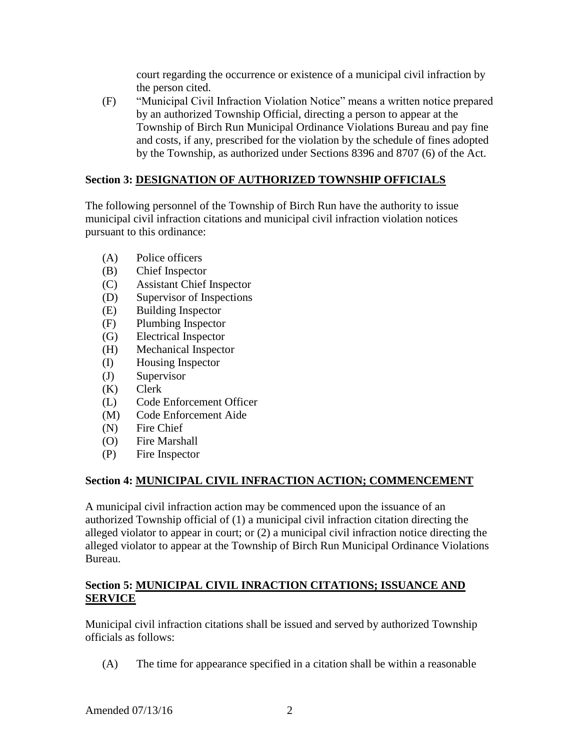court regarding the occurrence or existence of a municipal civil infraction by the person cited.

(F) "Municipal Civil Infraction Violation Notice" means a written notice prepared by an authorized Township Official, directing a person to appear at the Township of Birch Run Municipal Ordinance Violations Bureau and pay fine and costs, if any, prescribed for the violation by the schedule of fines adopted by the Township, as authorized under Sections 8396 and 8707 (6) of the Act.

**Section 3: DESIGNATION OF AUTHORIZED TOWNSHIP OFFICIALS**

The following personnel of the Township of Birch Run have the authority to issue municipal civil infraction citations and municipal civil infraction violation notices pursuant to this ordinance:

(A) Police officers
(B) Chief Inspector
(C) Assistant Chief Inspector
(D) Supervisor of Inspections
(E) Building Inspector
(F) Plumbing Inspector
(G) Electrical Inspector
(H) Mechanical Inspector
(I) Housing Inspector
(J) Supervisor
(K) Clerk
(L) Code Enforcement Officer
(M) Code Enforcement Aide
(N) Fire Chief
(O) Fire Marshall
(P) Fire Inspector

**Section 4: MUNICIPAL CIVIL INFRACTION ACTION; COMMENCEMENT**

A municipal civil infraction action may be commenced upon the issuance of an authorized Township official of (1) a municipal civil infraction citation directing the alleged violator to appear in court; or (2) a municipal civil infraction notice directing the alleged violator to appear at the Township of Birch Run Municipal Ordinance Violations Bureau.

**Section 5: MUNICIPAL CIVIL INRACTION CITATIONS; ISSUANCE AND SERVICE**

Municipal civil infraction citations shall be issued and served by authorized Township officials as follows:

(A) The time for appearance specified in a citation shall be within a reasonable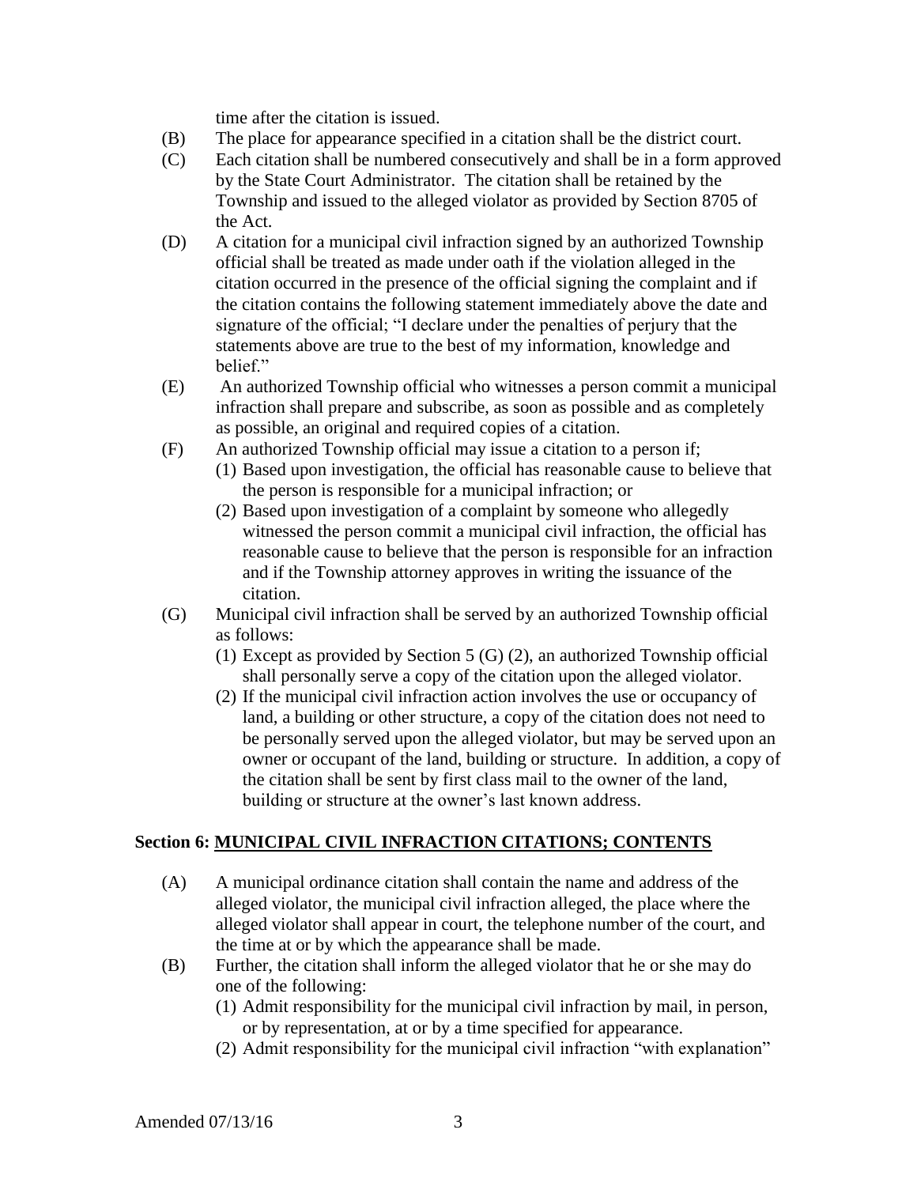time after the citation is issued.

(B) The place for appearance specified in a citation shall be the district court.

(C) Each citation shall be numbered consecutively and shall be in a form approved by the State Court Administrator. The citation shall be retained by the Township and issued to the alleged violator as provided by Section 8705 of the Act.

(D) A citation for a municipal civil infraction signed by an authorized Township official shall be treated as made under oath if the violation alleged in the citation occurred in the presence of the official signing the complaint and if the citation contains the following statement immediately above the date and signature of the official; "I declare under the penalties of perjury that the statements above are true to the best of my information, knowledge and belief."

(E) An authorized Township official who witnesses a person commit a municipal infraction shall prepare and subscribe, as soon as possible and as completely as possible, an original and required copies of a citation.

(F) An authorized Township official may issue a citation to a person if;

(1) Based upon investigation, the official has reasonable cause to believe that the person is responsible for a municipal infraction; or

(2) Based upon investigation of a complaint by someone who allegedly witnessed the person commit a municipal civil infraction, the official has reasonable cause to believe that the person is responsible for an infraction and if the Township attorney approves in writing the issuance of the citation.

(G) Municipal civil infraction shall be served by an authorized Township official as follows:

(1) Except as provided by Section 5 (G) (2), an authorized Township official shall personally serve a copy of the citation upon the alleged violator.

(2) If the municipal civil infraction action involves the use or occupancy of land, a building or other structure, a copy of the citation does not need to be personally served upon the alleged violator, but may be served upon an owner or occupant of the land, building or structure. In addition, a copy of the citation shall be sent by first class mail to the owner of the land, building or structure at the owner's last known address.

## Section 6: MUNICIPAL CIVIL INFRACTION CITATIONS; CONTENTS

(A) A municipal ordinance citation shall contain the name and address of the alleged violator, the municipal civil infraction alleged, the place where the alleged violator shall appear in court, the telephone number of the court, and the time at or by which the appearance shall be made.

(B) Further, the citation shall inform the alleged violator that he or she may do one of the following:

(1) Admit responsibility for the municipal civil infraction by mail, in person, or by representation, at or by a time specified for appearance.

(2) Admit responsibility for the municipal civil infraction "with explanation"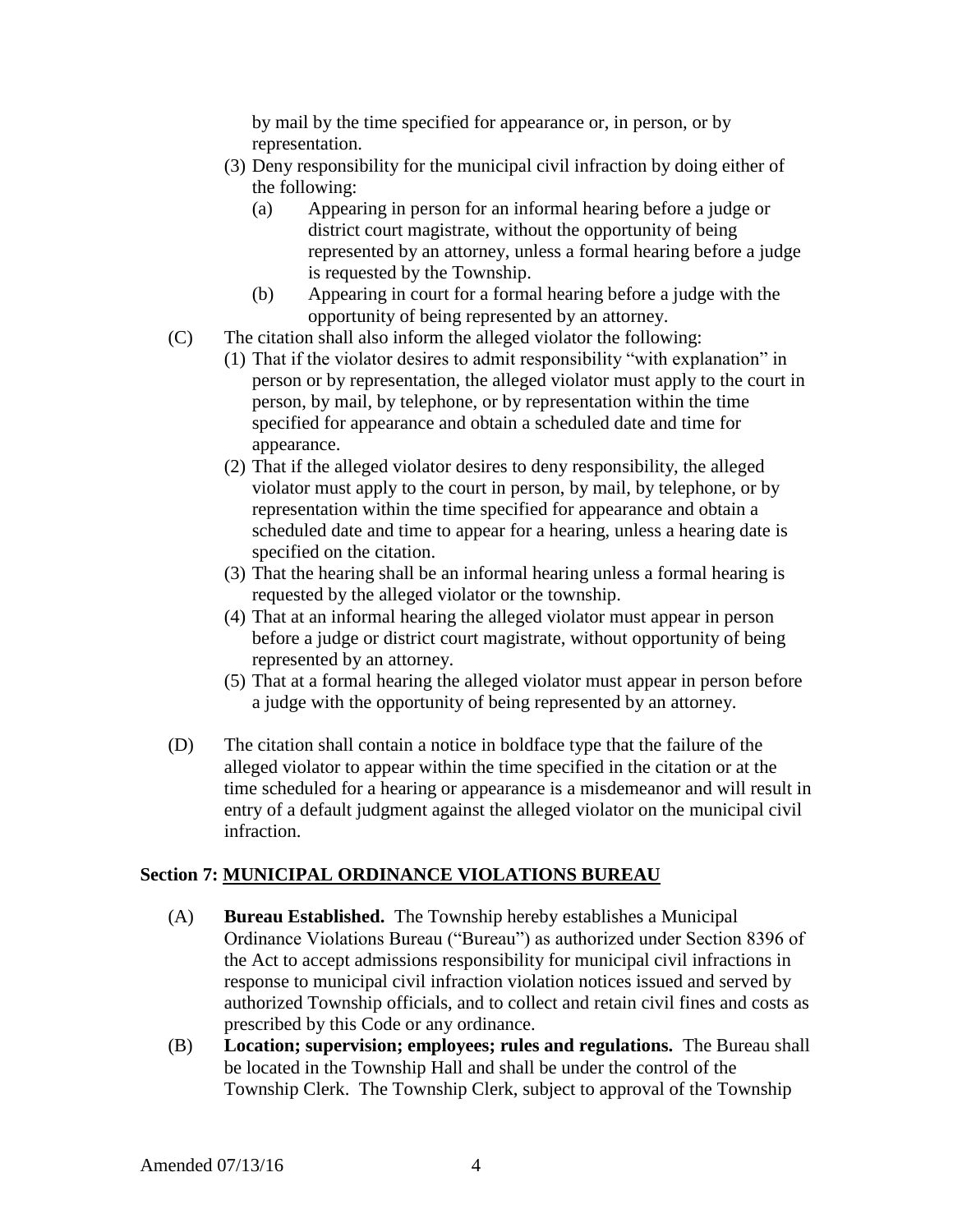by mail by the time specified for appearance or, in person, or by representation.

(3) Deny responsibility for the municipal civil infraction by doing either of the following:

  (a) Appearing in person for an informal hearing before a judge or district court magistrate, without the opportunity of being represented by an attorney, unless a formal hearing before a judge is requested by the Township.

  (b) Appearing in court for a formal hearing before a judge with the opportunity of being represented by an attorney.

(C) The citation shall also inform the alleged violator the following:

  (1) That if the violator desires to admit responsibility "with explanation" in person or by representation, the alleged violator must apply to the court in person, by mail, by telephone, or by representation within the time specified for appearance and obtain a scheduled date and time for appearance.

  (2) That if the alleged violator desires to deny responsibility, the alleged violator must apply to the court in person, by mail, by telephone, or by representation within the time specified for appearance and obtain a scheduled date and time to appear for a hearing, unless a hearing date is specified on the citation.

  (3) That the hearing shall be an informal hearing unless a formal hearing is requested by the alleged violator or the township.

  (4) That at an informal hearing the alleged violator must appear in person before a judge or district court magistrate, without opportunity of being represented by an attorney.

  (5) That at a formal hearing the alleged violator must appear in person before a judge with the opportunity of being represented by an attorney.

(D) The citation shall contain a notice in boldface type that the failure of the alleged violator to appear within the time specified in the citation or at the time scheduled for a hearing or appearance is a misdemeanor and will result in entry of a default judgment against the alleged violator on the municipal civil infraction.

## Section 7: MUNICIPAL ORDINANCE VIOLATIONS BUREAU

(A) **Bureau Established.** The Township hereby establishes a Municipal Ordinance Violations Bureau ("Bureau") as authorized under Section 8396 of the Act to accept admissions responsibility for municipal civil infractions in response to municipal civil infraction violation notices issued and served by authorized Township officials, and to collect and retain civil fines and costs as prescribed by this Code or any ordinance.

(B) **Location; supervision; employees; rules and regulations.** The Bureau shall be located in the Township Hall and shall be under the control of the Township Clerk. The Township Clerk, subject to approval of the Township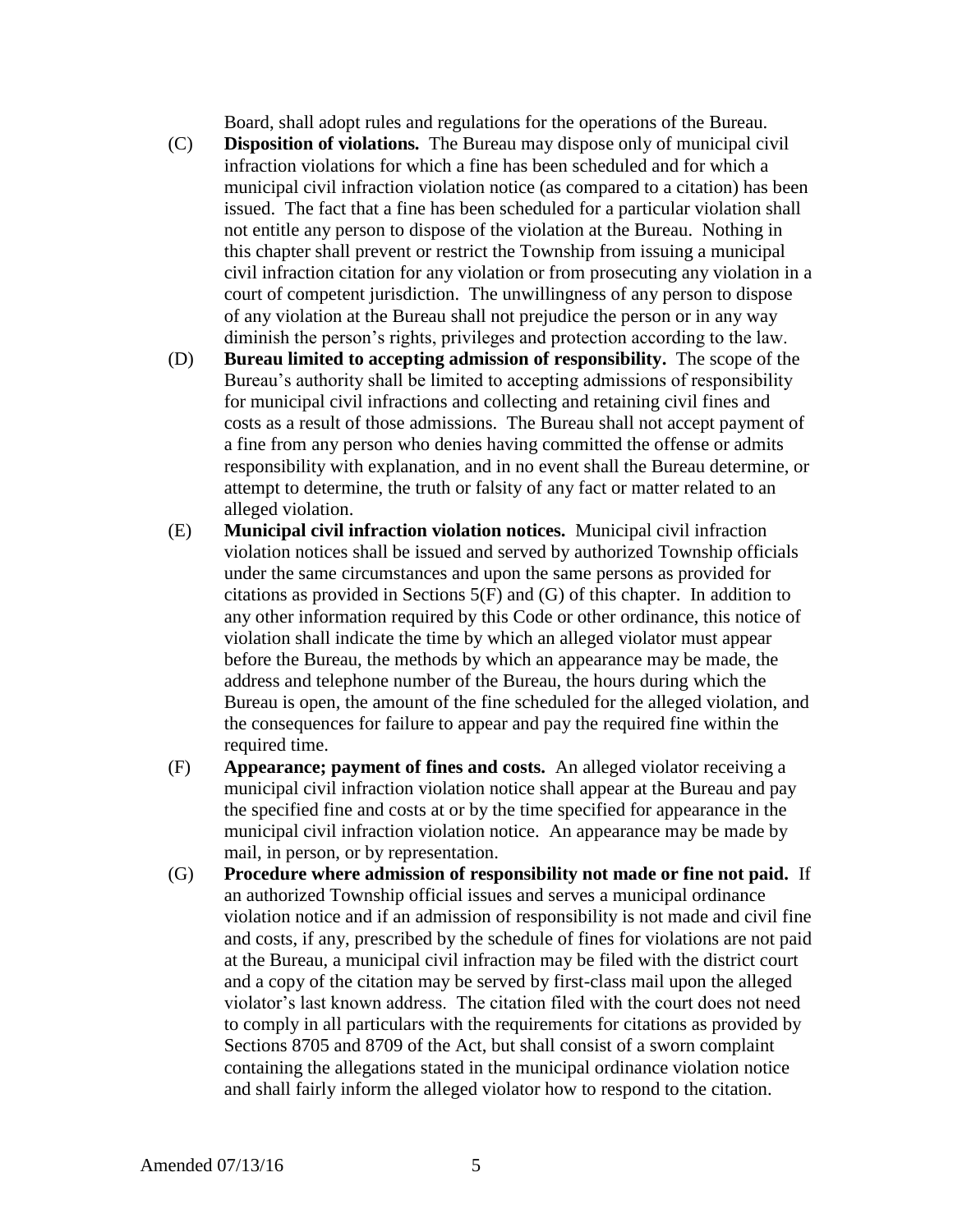Board, shall adopt rules and regulations for the operations of the Bureau.

(C) **Disposition of violations.** The Bureau may dispose only of municipal civil infraction violations for which a fine has been scheduled and for which a municipal civil infraction violation notice (as compared to a citation) has been issued. The fact that a fine has been scheduled for a particular violation shall not entitle any person to dispose of the violation at the Bureau. Nothing in this chapter shall prevent or restrict the Township from issuing a municipal civil infraction citation for any violation or from prosecuting any violation in a court of competent jurisdiction. The unwillingness of any person to dispose of any violation at the Bureau shall not prejudice the person or in any way diminish the person's rights, privileges and protection according to the law.

(D) **Bureau limited to accepting admission of responsibility.** The scope of the Bureau's authority shall be limited to accepting admissions of responsibility for municipal civil infractions and collecting and retaining civil fines and costs as a result of those admissions. The Bureau shall not accept payment of a fine from any person who denies having committed the offense or admits responsibility with explanation, and in no event shall the Bureau determine, or attempt to determine, the truth or falsity of any fact or matter related to an alleged violation.

(E) **Municipal civil infraction violation notices.** Municipal civil infraction violation notices shall be issued and served by authorized Township officials under the same circumstances and upon the same persons as provided for citations as provided in Sections 5(F) and (G) of this chapter. In addition to any other information required by this Code or other ordinance, this notice of violation shall indicate the time by which an alleged violator must appear before the Bureau, the methods by which an appearance may be made, the address and telephone number of the Bureau, the hours during which the Bureau is open, the amount of the fine scheduled for the alleged violation, and the consequences for failure to appear and pay the required fine within the required time.

(F) **Appearance; payment of fines and costs.** An alleged violator receiving a municipal civil infraction violation notice shall appear at the Bureau and pay the specified fine and costs at or by the time specified for appearance in the municipal civil infraction violation notice. An appearance may be made by mail, in person, or by representation.

(G) **Procedure where admission of responsibility not made or fine not paid.** If an authorized Township official issues and serves a municipal ordinance violation notice and if an admission of responsibility is not made and civil fine and costs, if any, prescribed by the schedule of fines for violations are not paid at the Bureau, a municipal civil infraction may be filed with the district court and a copy of the citation may be served by first-class mail upon the alleged violator's last known address. The citation filed with the court does not need to comply in all particulars with the requirements for citations as provided by Sections 8705 and 8709 of the Act, but shall consist of a sworn complaint containing the allegations stated in the municipal ordinance violation notice and shall fairly inform the alleged violator how to respond to the citation.

Amended 07/13/16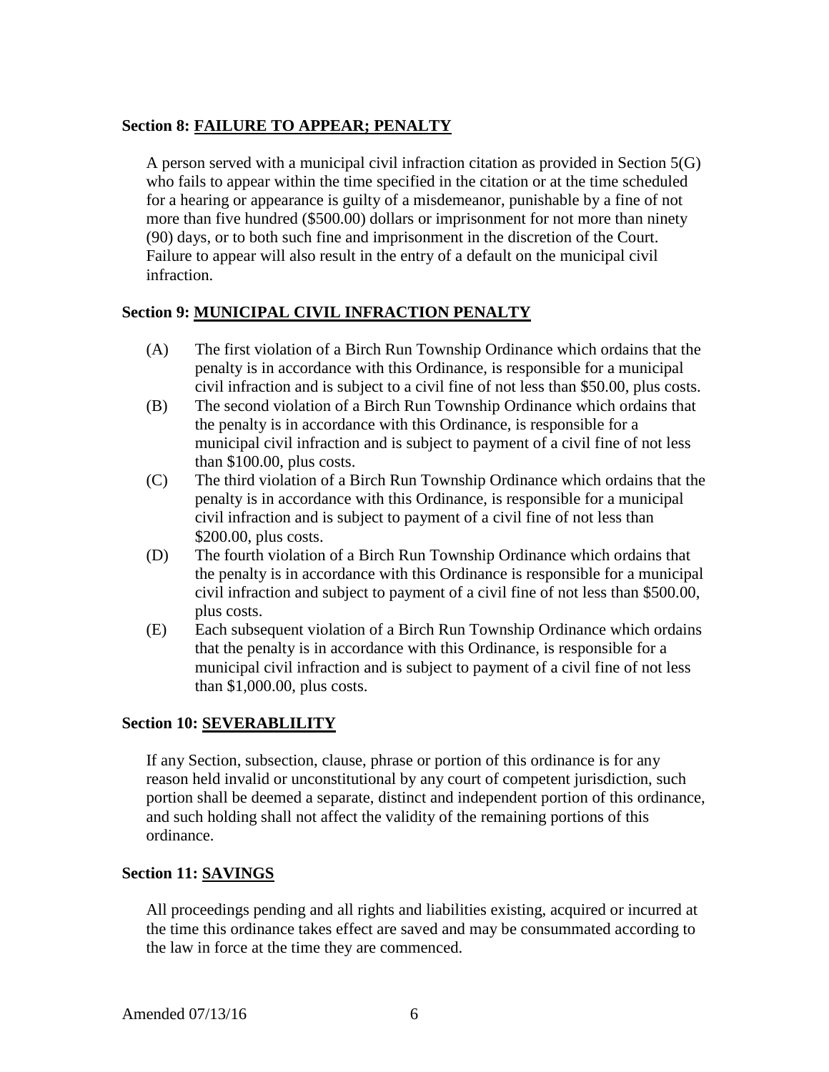**Section 8: FAILURE TO APPEAR; PENALTY**

A person served with a municipal civil infraction citation as provided in Section 5(G) who fails to appear within the time specified in the citation or at the time scheduled for a hearing or appearance is guilty of a misdemeanor, punishable by a fine of not more than five hundred ($500.00) dollars or imprisonment for not more than ninety (90) days, or to both such fine and imprisonment in the discretion of the Court. Failure to appear will also result in the entry of a default on the municipal civil infraction.

**Section 9: MUNICIPAL CIVIL INFRACTION PENALTY**

(A) The first violation of a Birch Run Township Ordinance which ordains that the penalty is in accordance with this Ordinance, is responsible for a municipal civil infraction and is subject to a civil fine of not less than $50.00, plus costs.

(B) The second violation of a Birch Run Township Ordinance which ordains that the penalty is in accordance with this Ordinance, is responsible for a municipal civil infraction and is subject to payment of a civil fine of not less than $100.00, plus costs.

(C) The third violation of a Birch Run Township Ordinance which ordains that the penalty is in accordance with this Ordinance, is responsible for a municipal civil infraction and is subject to payment of a civil fine of not less than $200.00, plus costs.

(D) The fourth violation of a Birch Run Township Ordinance which ordains that the penalty is in accordance with this Ordinance is responsible for a municipal civil infraction and subject to payment of a civil fine of not less than $500.00, plus costs.

(E) Each subsequent violation of a Birch Run Township Ordinance which ordains that the penalty is in accordance with this Ordinance, is responsible for a municipal civil infraction and is subject to payment of a civil fine of not less than $1,000.00, plus costs.

**Section 10: SEVERABLILITY**

If any Section, subsection, clause, phrase or portion of this ordinance is for any reason held invalid or unconstitutional by any court of competent jurisdiction, such portion shall be deemed a separate, distinct and independent portion of this ordinance, and such holding shall not affect the validity of the remaining portions of this ordinance.

**Section 11: SAVINGS**

All proceedings pending and all rights and liabilities existing, acquired or incurred at the time this ordinance takes effect are saved and may be consummated according to the law in force at the time they are commenced.

Amended 07/13/16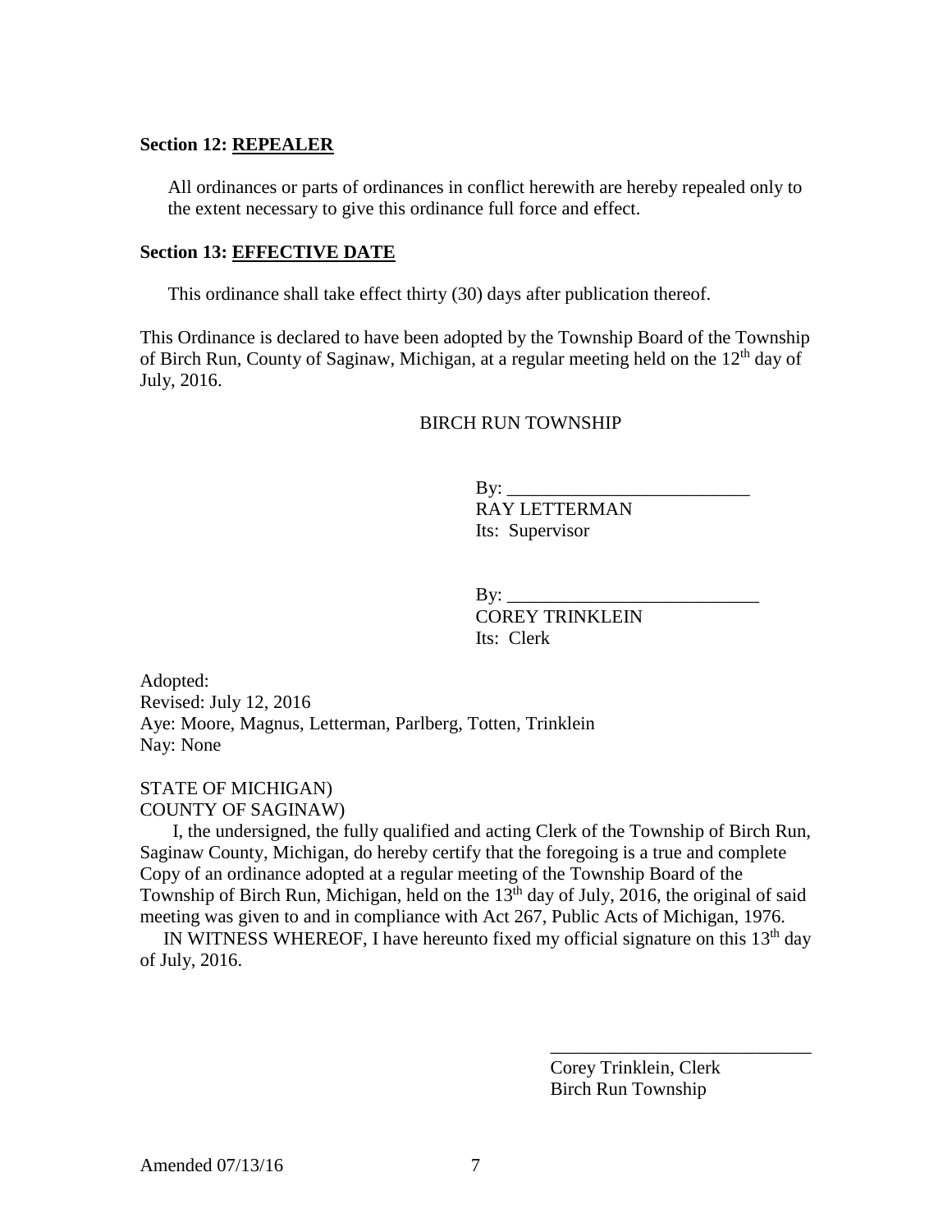**Section 12: <u>REPEALER</u>**

All ordinances or parts of ordinances in conflict herewith are hereby repealed only to the extent necessary to give this ordinance full force and effect.

**Section 13: <u>EFFECTIVE DATE</u>**

This ordinance shall take effect thirty (30) days after publication thereof.

This Ordinance is declared to have been adopted by the Township Board of the Township of Birch Run, County of Saginaw, Michigan, at a regular meeting held on the 12th day of July, 2016.

BIRCH RUN TOWNSHIP

By: ___________________________
RAY LETTERMAN
Its: Supervisor

By: ___________________________
COREY TRINKLEIN
Its: Clerk

Adopted:
Revised: July 12, 2016
Aye: Moore, Magnus, Letterman, Parlberg, Totten, Trinklein
Nay: None

STATE OF MICHIGAN)
COUNTY OF SAGINAW)

I, the undersigned, the fully qualified and acting Clerk of the Township of Birch Run, Saginaw County, Michigan, do hereby certify that the foregoing is a true and complete Copy of an ordinance adopted at a regular meeting of the Township Board of the Township of Birch Run, Michigan, held on the 13th day of July, 2016, the original of said meeting was given to and in compliance with Act 267, Public Acts of Michigan, 1976.

IN WITNESS WHEREOF, I have hereunto fixed my official signature on this 13th day of July, 2016.

___________________________
Corey Trinklein, Clerk
Birch Run Township

Amended 07/13/16